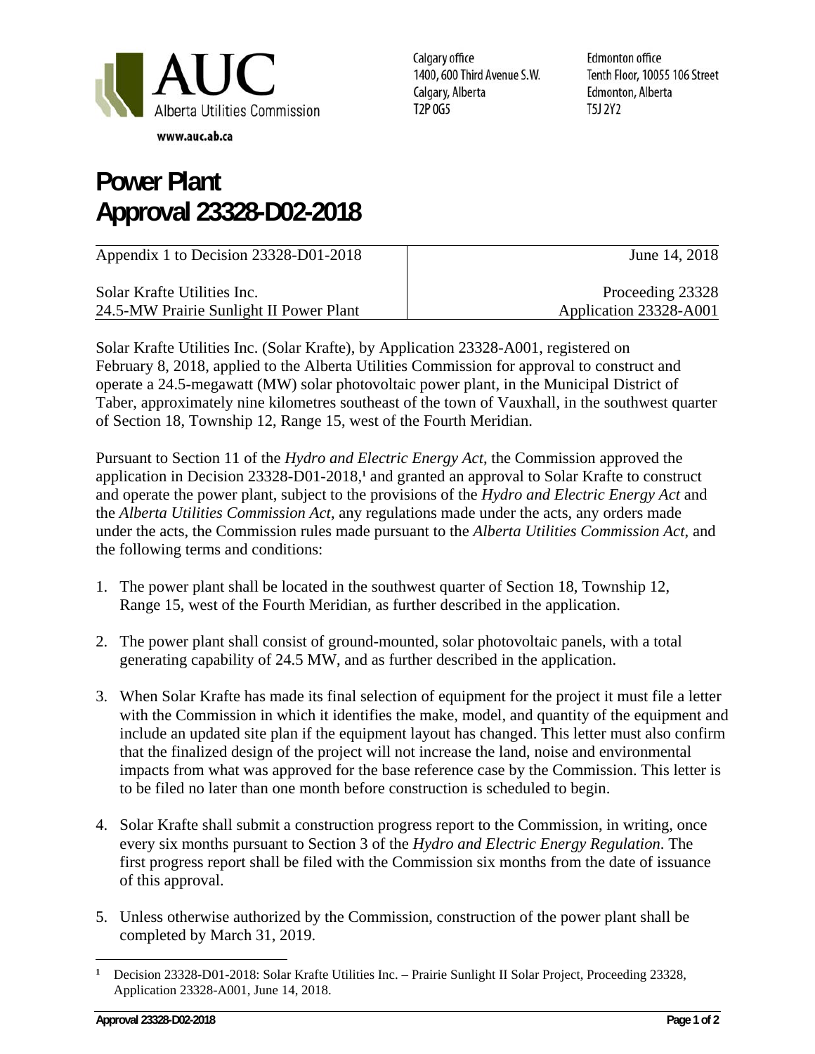AUC
Alberta Utilities Commission

www.auc.ab.ca

Calgary office
1400, 600 Third Avenue S.W.
Calgary, Alberta
T2P 0G5

Edmonton office
Tenth Floor, 10055 106 Street
Edmonton, Alberta
T5J 2Y2

# Power Plant Approval 23328-D02-2018

| Appendix 1 to Decision 23328-D01-2018 | June 14, 2018 |
|---|---|
| Solar Krafte Utilities Inc.<br>24.5-MW Prairie Sunlight II Power Plant | Proceeding 23328<br>Application 23328-A001 |

Solar Krafte Utilities Inc. (Solar Krafte), by Application 23328-A001, registered on February 8, 2018, applied to the Alberta Utilities Commission for approval to construct and operate a 24.5-megawatt (MW) solar photovoltaic power plant, in the Municipal District of Taber, approximately nine kilometres southeast of the town of Vauxhall, in the southwest quarter of Section 18, Township 12, Range 15, west of the Fourth Meridian.

Pursuant to Section 11 of the *Hydro and Electric Energy Act*, the Commission approved the application in Decision 23328-D01-2018,[1] and granted an approval to Solar Krafte to construct and operate the power plant, subject to the provisions of the *Hydro and Electric Energy Act* and the *Alberta Utilities Commission Act*, any regulations made under the acts, any orders made under the acts, the Commission rules made pursuant to the *Alberta Utilities Commission Act*, and the following terms and conditions:

1. The power plant shall be located in the southwest quarter of Section 18, Township 12, Range 15, west of the Fourth Meridian, as further described in the application.

2. The power plant shall consist of ground-mounted, solar photovoltaic panels, with a total generating capability of 24.5 MW, and as further described in the application.

3. When Solar Krafte has made its final selection of equipment for the project it must file a letter with the Commission in which it identifies the make, model, and quantity of the equipment and include an updated site plan if the equipment layout has changed. This letter must also confirm that the finalized design of the project will not increase the land, noise and environmental impacts from what was approved for the base reference case by the Commission. This letter is to be filed no later than one month before construction is scheduled to begin.

4. Solar Krafte shall submit a construction progress report to the Commission, in writing, once every six months pursuant to Section 3 of the *Hydro and Electric Energy Regulation*. The first progress report shall be filed with the Commission six months from the date of issuance of this approval.

5. Unless otherwise authorized by the Commission, construction of the power plant shall be completed by March 31, 2019.

---

[1] Decision 23328-D01-2018: Solar Krafte Utilities Inc. – Prairie Sunlight II Solar Project, Proceeding 23328, Application 23328-A001, June 14, 2018.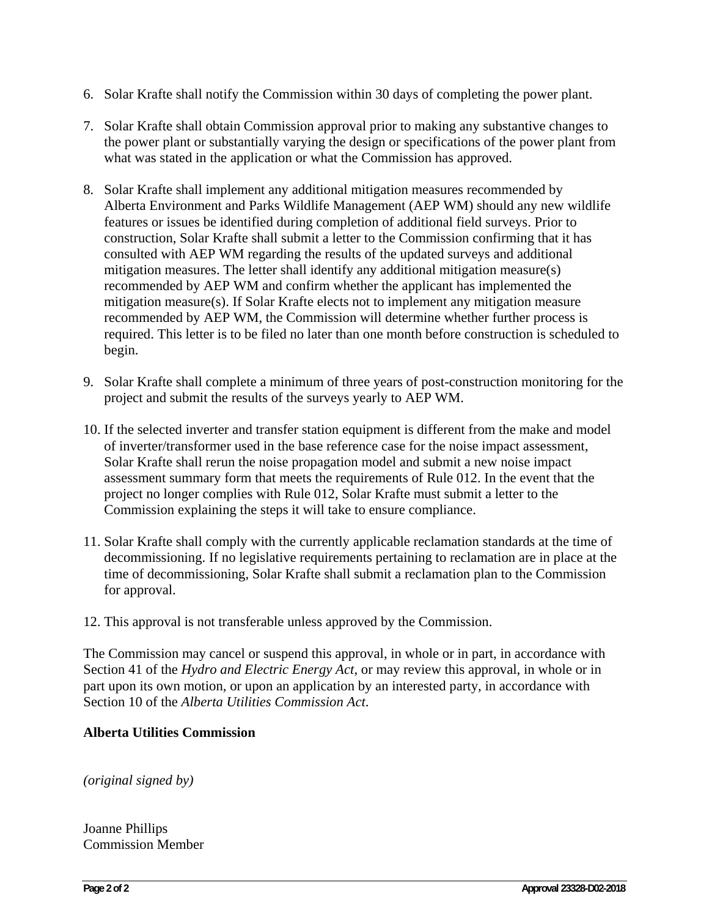6. Solar Krafte shall notify the Commission within 30 days of completing the power plant.

7. Solar Krafte shall obtain Commission approval prior to making any substantive changes to the power plant or substantially varying the design or specifications of the power plant from what was stated in the application or what the Commission has approved.

8. Solar Krafte shall implement any additional mitigation measures recommended by Alberta Environment and Parks Wildlife Management (AEP WM) should any new wildlife features or issues be identified during completion of additional field surveys. Prior to construction, Solar Krafte shall submit a letter to the Commission confirming that it has consulted with AEP WM regarding the results of the updated surveys and additional mitigation measures. The letter shall identify any additional mitigation measure(s) recommended by AEP WM and confirm whether the applicant has implemented the mitigation measure(s). If Solar Krafte elects not to implement any mitigation measure recommended by AEP WM, the Commission will determine whether further process is required. This letter is to be filed no later than one month before construction is scheduled to begin.

9. Solar Krafte shall complete a minimum of three years of post-construction monitoring for the project and submit the results of the surveys yearly to AEP WM.

10. If the selected inverter and transfer station equipment is different from the make and model of inverter/transformer used in the base reference case for the noise impact assessment, Solar Krafte shall rerun the noise propagation model and submit a new noise impact assessment summary form that meets the requirements of Rule 012. In the event that the project no longer complies with Rule 012, Solar Krafte must submit a letter to the Commission explaining the steps it will take to ensure compliance.

11. Solar Krafte shall comply with the currently applicable reclamation standards at the time of decommissioning. If no legislative requirements pertaining to reclamation are in place at the time of decommissioning, Solar Krafte shall submit a reclamation plan to the Commission for approval.

12. This approval is not transferable unless approved by the Commission.

The Commission may cancel or suspend this approval, in whole or in part, in accordance with Section 41 of the *Hydro and Electric Energy Act*, or may review this approval, in whole or in part upon its own motion, or upon an application by an interested party, in accordance with Section 10 of the *Alberta Utilities Commission Act*.

**Alberta Utilities Commission**

*(original signed by)*

Joanne Phillips
Commission Member